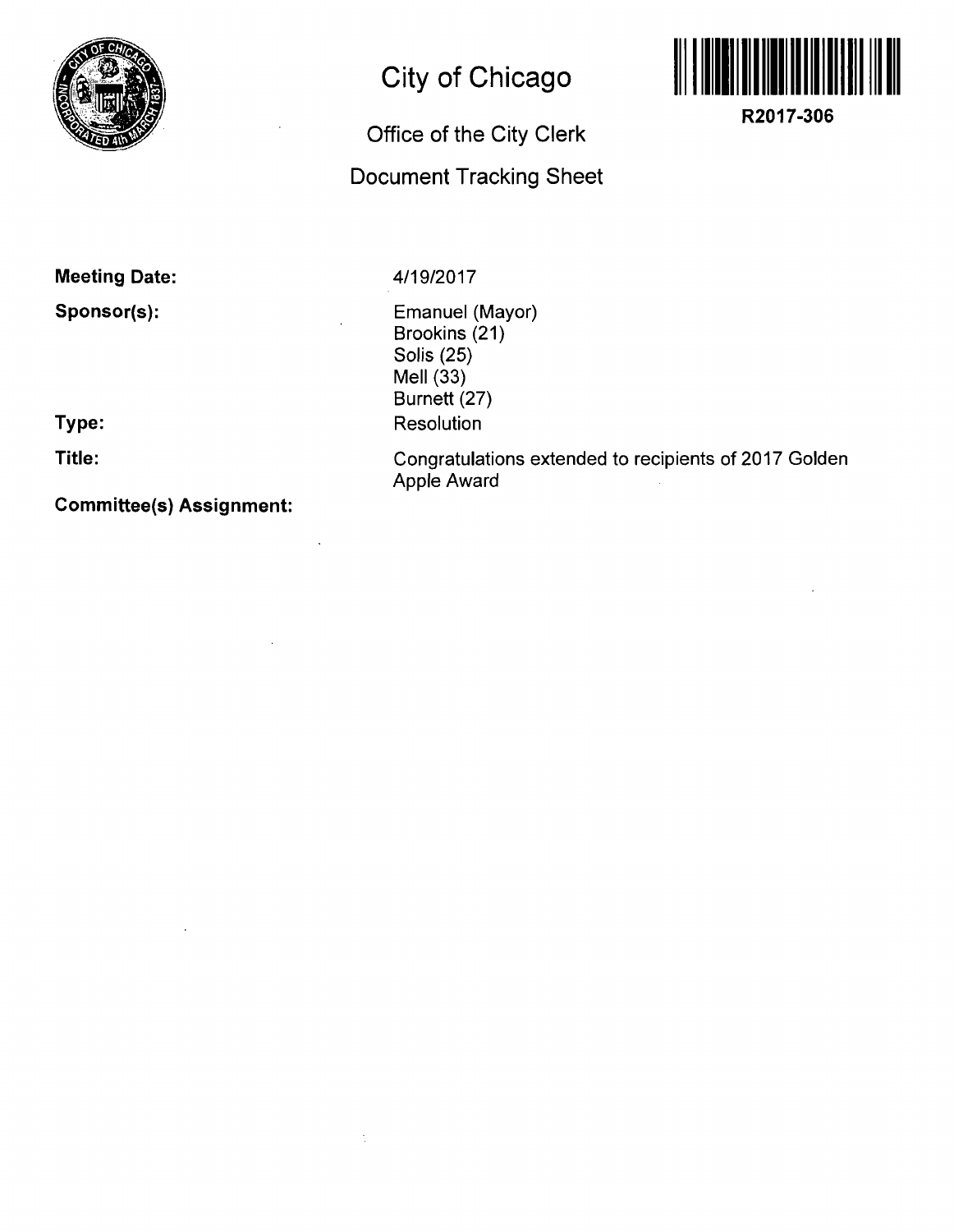# City of Chicago

## Office of the City Clerk

## Document Tracking Sheet

**R2017-306**

**Meeting Date:** 4/19/2017

**Sponsor(s):** Emanuel (Mayor)
Brookins (21)
Solis (25)
Mell (33)
Burnett (27)

**Type:** Resolution

**Title:** Congratulations extended to recipients of 2017 Golden Apple Award

**Committee(s) Assignment:**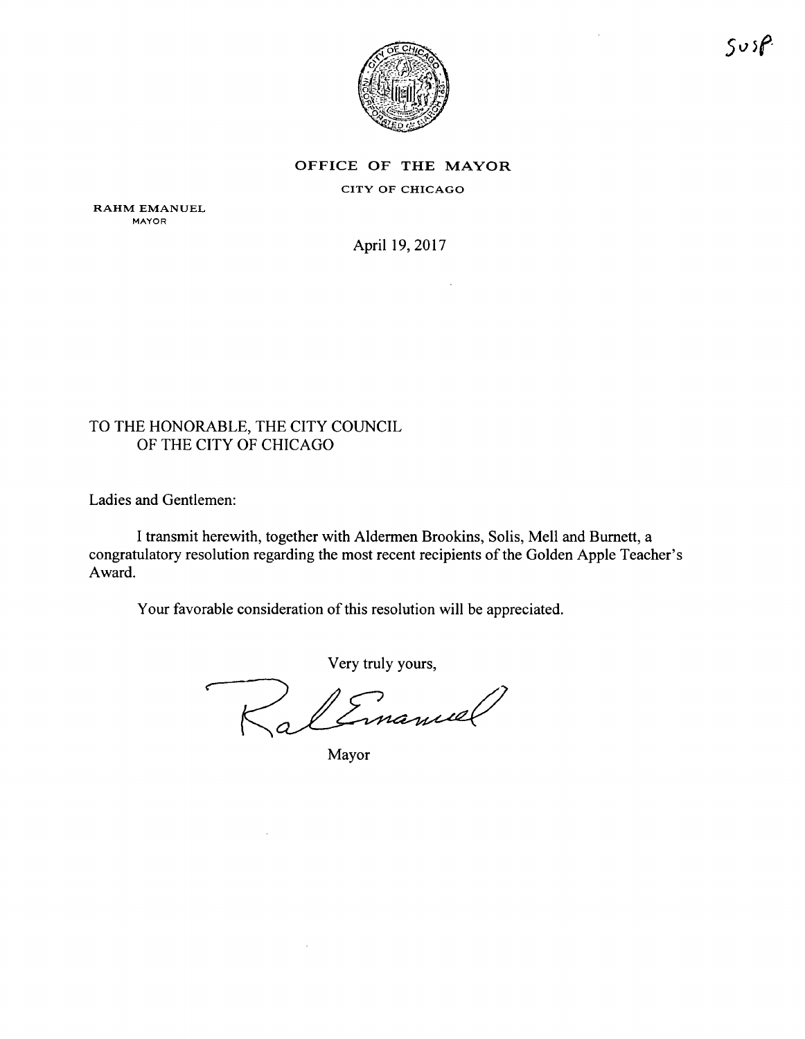SUSP.

**OFFICE OF THE MAYOR**

CITY OF CHICAGO

RAHM EMANUEL
MAYOR

April 19, 2017

TO THE HONORABLE, THE CITY COUNCIL
OF THE CITY OF CHICAGO

Ladies and Gentlemen:

I transmit herewith, together with Aldermen Brookins, Solis, Mell and Burnett, a congratulatory resolution regarding the most recent recipients of the Golden Apple Teacher's Award.

Your favorable consideration of this resolution will be appreciated.

Very truly yours,

Mayor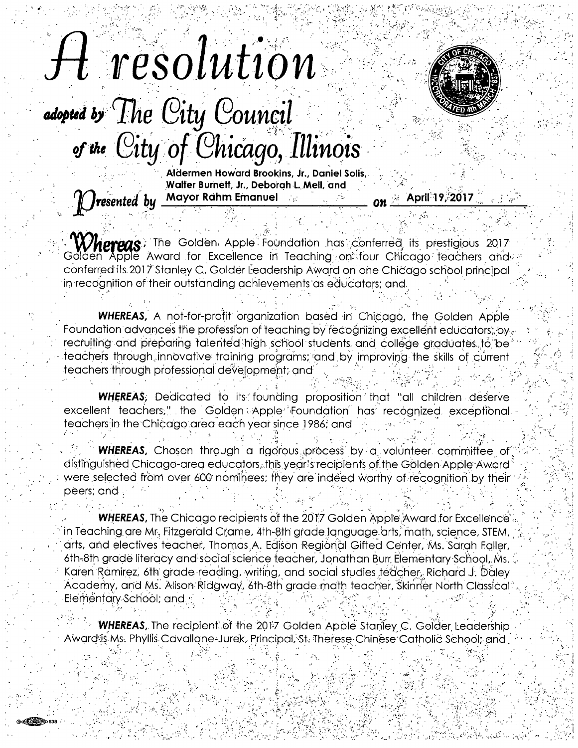# *A resolution*

*adopted by* **The City Council** *of the* **City of Chicago, Illinois**

*Presented by* Aldermen Howard Brookins, Jr., Daniel Solis, Walter Burnett, Jr., Deborah L. Mell, and Mayor Rahm Emanuel *on* April 19, 2017

**Whereas**, The Golden Apple Foundation has conferred its prestigious 2017 Golden Apple Award for Excellence in Teaching on four Chicago teachers and conferred its 2017 Stanley C. Golder Leadership Award on one Chicago school principal in recognition of their outstanding achievements as educators; and

***WHEREAS***, A not-for-profit organization based in Chicago, the Golden Apple Foundation advances the profession of teaching by recognizing excellent educators; by recruiting and preparing talented high school students and college graduates to be teachers through innovative training programs; and by improving the skills of current teachers through professional development; and

***WHEREAS***, Dedicated to its founding proposition that "all children deserve excellent teachers," the Golden Apple Foundation has recognized exceptional teachers in the Chicago area each year since 1986; and

***WHEREAS***, Chosen through a rigorous process by a volunteer committee of distinguished Chicago-area educators, this year's recipients of the Golden Apple Award were selected from over 600 nominees; they are indeed worthy of recognition by their peers; and

***WHEREAS***, The Chicago recipients of the 2017 Golden Apple Award for Excellence in Teaching are Mr. Fitzgerald Crame, 4th-8th grade language arts, math, science, STEM, arts, and electives teacher, Thomas A. Edison Regional Gifted Center, Ms. Sarah Faller, 6th-8th grade literacy and social science teacher, Jonathan Burr Elementary School, Ms. Karen Ramirez, 6th grade reading, writing, and social studies teacher, Richard J. Daley Academy, and Ms. Alison Ridgway, 6th-8th grade math teacher, Skinner North Classical Elementary School; and

***WHEREAS***, The recipient of the 2017 Golden Apple Stanley C. Golder Leadership Award is Ms. Phyllis Cavallone-Jurek, Principal, St. Therese Chinese Catholic School; and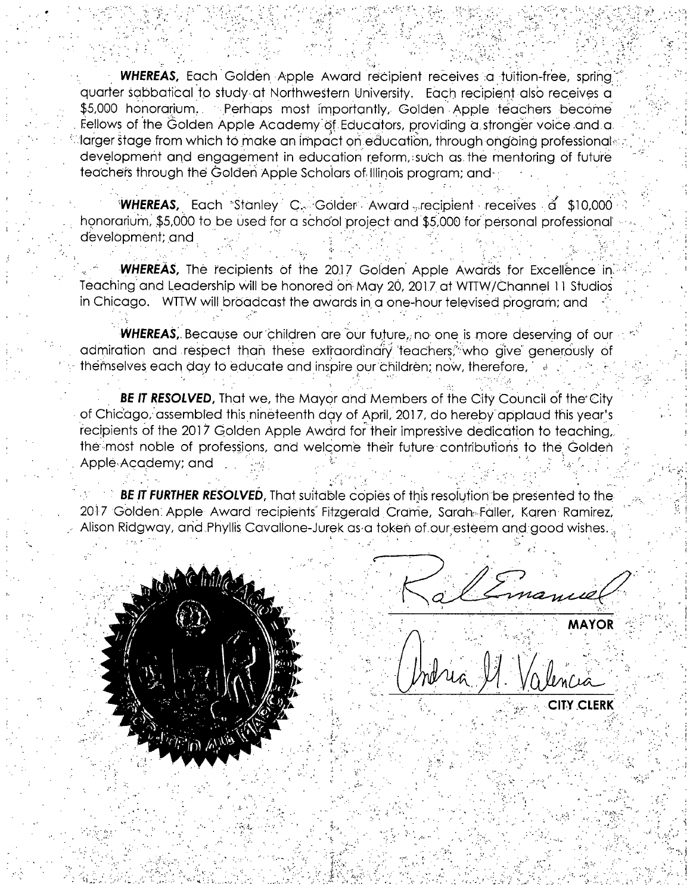**WHEREAS,** Each Golden Apple Award recipient receives a tuition-free, spring quarter sabbatical to study at Northwestern University. Each recipient also receives a $5,000 honorarium. Perhaps most importantly, Golden Apple teachers become Fellows of the Golden Apple Academy of Educators, providing a stronger voice and a larger stage from which to make an impact on education, through ongoing professional development and engagement in education reform, such as the mentoring of future teachers through the Golden Apple Scholars of Illinois program; and

**WHEREAS,** Each Stanley C. Golder Award recipient receives a $10,000 honorarium, $5,000 to be used for a school project and $5,000 for personal professional development; and

**WHEREAS,** The recipients of the 2017 Golden Apple Awards for Excellence in Teaching and Leadership will be honored on May 20, 2017 at WTTW/Channel 11 Studios in Chicago. WTTW will broadcast the awards in a one-hour televised program; and

**WHEREAS,** Because our children are our future, no one is more deserving of our admiration and respect than these extraordinary teachers, who give generously of themselves each day to educate and inspire our children; now, therefore,

**BE IT RESOLVED,** That we, the Mayor and Members of the City Council of the City of Chicago, assembled this nineteenth day of April, 2017, do hereby applaud this year's recipients of the 2017 Golden Apple Award for their impressive dedication to teaching, the most noble of professions, and welcome their future contributions to the Golden Apple Academy; and

**BE IT FURTHER RESOLVED,** That suitable copies of this resolution be presented to the 2017 Golden Apple Award recipients Fitzgerald Crame, Sarah Faller, Karen Ramirez, Alison Ridgway, and Phyllis Cavallone-Jurek as a token of our esteem and good wishes.

Rahm Emanuel

**MAYOR**

Andrea M. Valencia

**CITY CLERK**